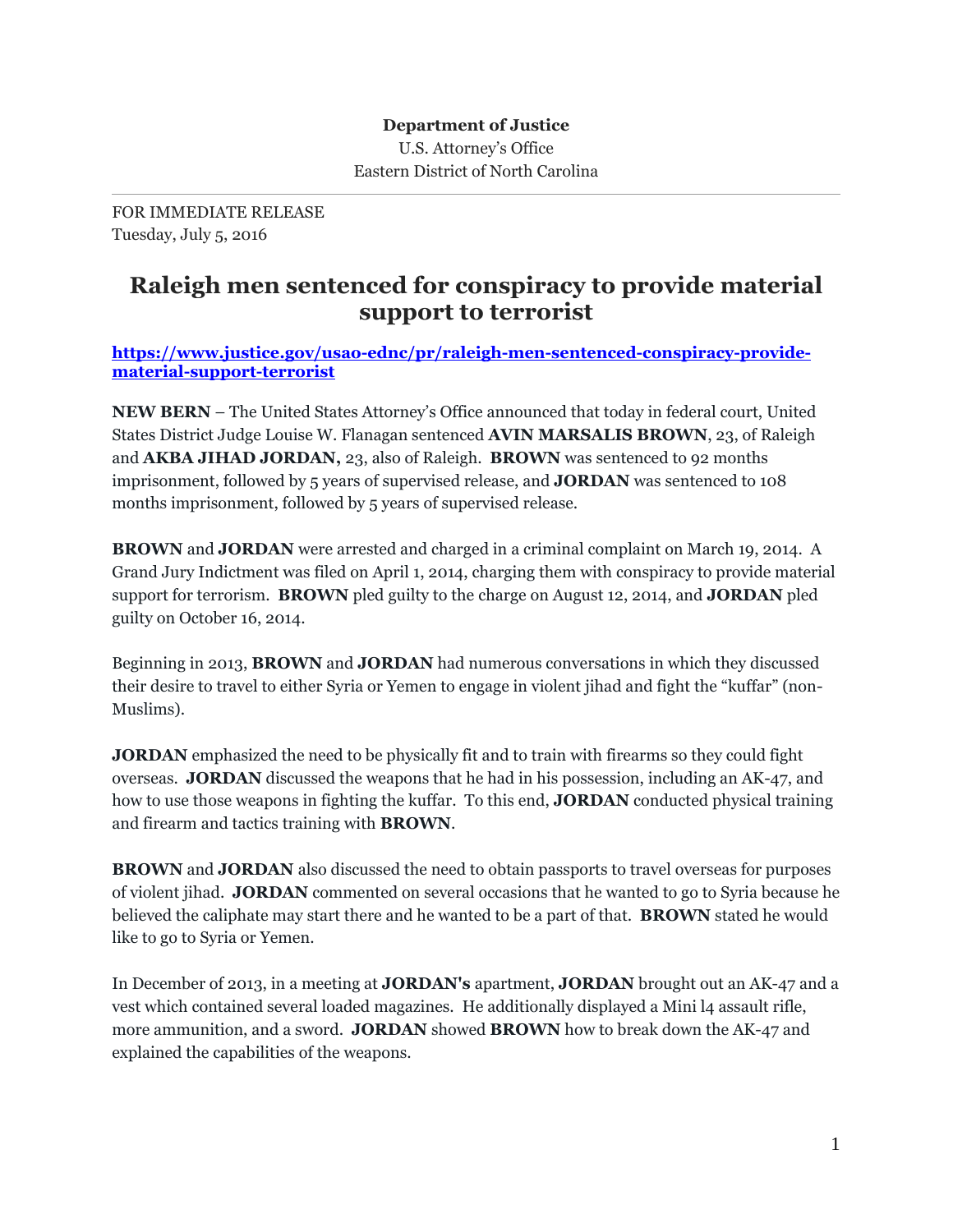**Department of Justice**
U.S. Attorney's Office
Eastern District of North Carolina

---

FOR IMMEDIATE RELEASE
Tuesday, July 5, 2016

# Raleigh men sentenced for conspiracy to provide material support to terrorist

**https://www.justice.gov/usao-ednc/pr/raleigh-men-sentenced-conspiracy-provide-material-support-terrorist**

**NEW BERN** – The United States Attorney's Office announced that today in federal court, United States District Judge Louise W. Flanagan sentenced **AVIN MARSALIS BROWN**, 23, of Raleigh and **AKBA JIHAD JORDAN,** 23, also of Raleigh. **BROWN** was sentenced to 92 months imprisonment, followed by 5 years of supervised release, and **JORDAN** was sentenced to 108 months imprisonment, followed by 5 years of supervised release.

**BROWN** and **JORDAN** were arrested and charged in a criminal complaint on March 19, 2014. A Grand Jury Indictment was filed on April 1, 2014, charging them with conspiracy to provide material support for terrorism. **BROWN** pled guilty to the charge on August 12, 2014, and **JORDAN** pled guilty on October 16, 2014.

Beginning in 2013, **BROWN** and **JORDAN** had numerous conversations in which they discussed their desire to travel to either Syria or Yemen to engage in violent jihad and fight the "kuffar" (non-Muslims).

**JORDAN** emphasized the need to be physically fit and to train with firearms so they could fight overseas. **JORDAN** discussed the weapons that he had in his possession, including an AK-47, and how to use those weapons in fighting the kuffar. To this end, **JORDAN** conducted physical training and firearm and tactics training with **BROWN**.

**BROWN** and **JORDAN** also discussed the need to obtain passports to travel overseas for purposes of violent jihad. **JORDAN** commented on several occasions that he wanted to go to Syria because he believed the caliphate may start there and he wanted to be a part of that. **BROWN** stated he would like to go to Syria or Yemen.

In December of 2013, in a meeting at **JORDAN's** apartment, **JORDAN** brought out an AK-47 and a vest which contained several loaded magazines. He additionally displayed a Mini l4 assault rifle, more ammunition, and a sword. **JORDAN** showed **BROWN** how to break down the AK-47 and explained the capabilities of the weapons.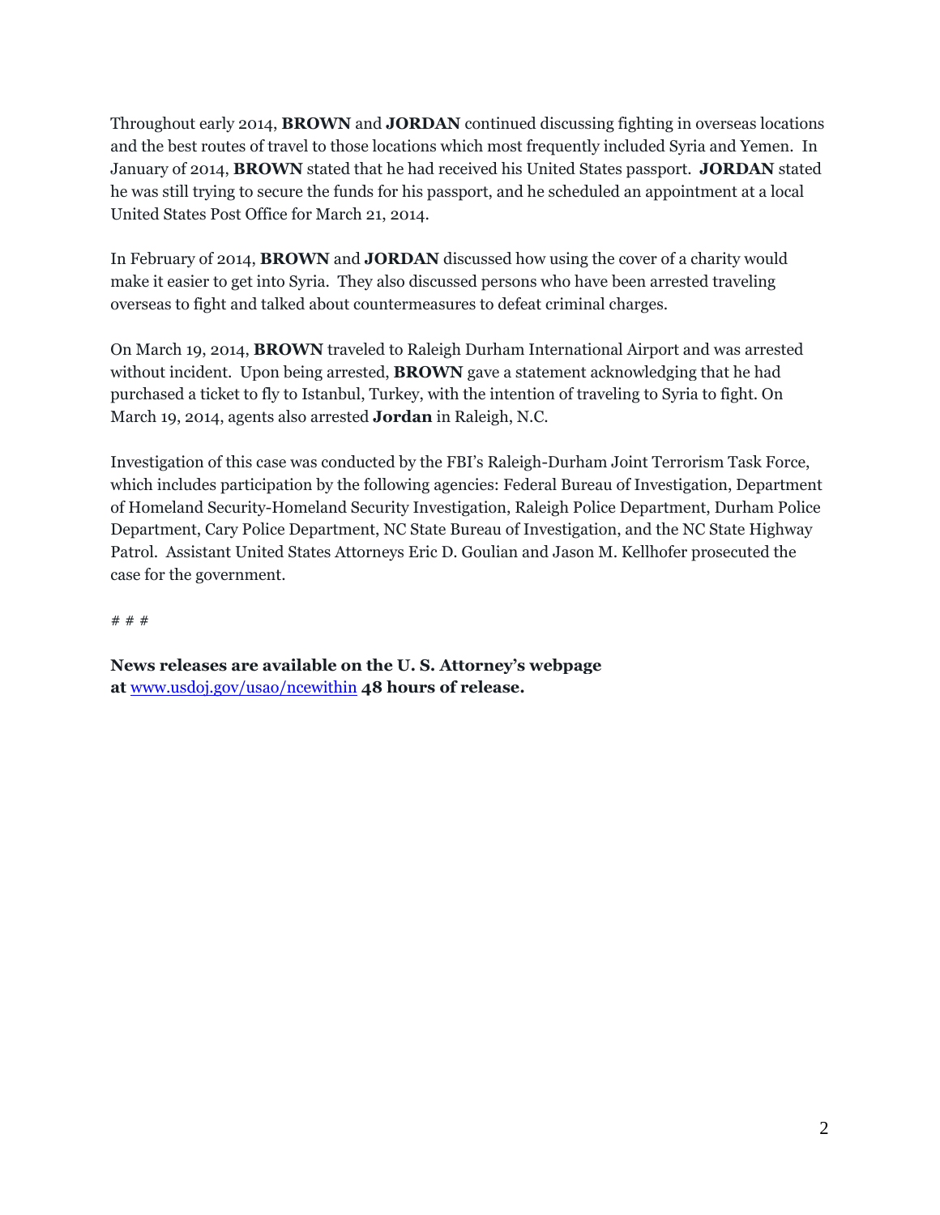Throughout early 2014, **BROWN** and **JORDAN** continued discussing fighting in overseas locations and the best routes of travel to those locations which most frequently included Syria and Yemen. In January of 2014, **BROWN** stated that he had received his United States passport. **JORDAN** stated he was still trying to secure the funds for his passport, and he scheduled an appointment at a local United States Post Office for March 21, 2014.

In February of 2014, **BROWN** and **JORDAN** discussed how using the cover of a charity would make it easier to get into Syria. They also discussed persons who have been arrested traveling overseas to fight and talked about countermeasures to defeat criminal charges.

On March 19, 2014, **BROWN** traveled to Raleigh Durham International Airport and was arrested without incident. Upon being arrested, **BROWN** gave a statement acknowledging that he had purchased a ticket to fly to Istanbul, Turkey, with the intention of traveling to Syria to fight. On March 19, 2014, agents also arrested **Jordan** in Raleigh, N.C.

Investigation of this case was conducted by the FBI's Raleigh-Durham Joint Terrorism Task Force, which includes participation by the following agencies: Federal Bureau of Investigation, Department of Homeland Security-Homeland Security Investigation, Raleigh Police Department, Durham Police Department, Cary Police Department, NC State Bureau of Investigation, and the NC State Highway Patrol. Assistant United States Attorneys Eric D. Goulian and Jason M. Kellhofer prosecuted the case for the government.

# # #

**News releases are available on the U. S. Attorney's webpage at** [www.usdoj.gov/usao/ncewithin](http://www.usdoj.gov/usao/ncewithin) **48 hours of release.**